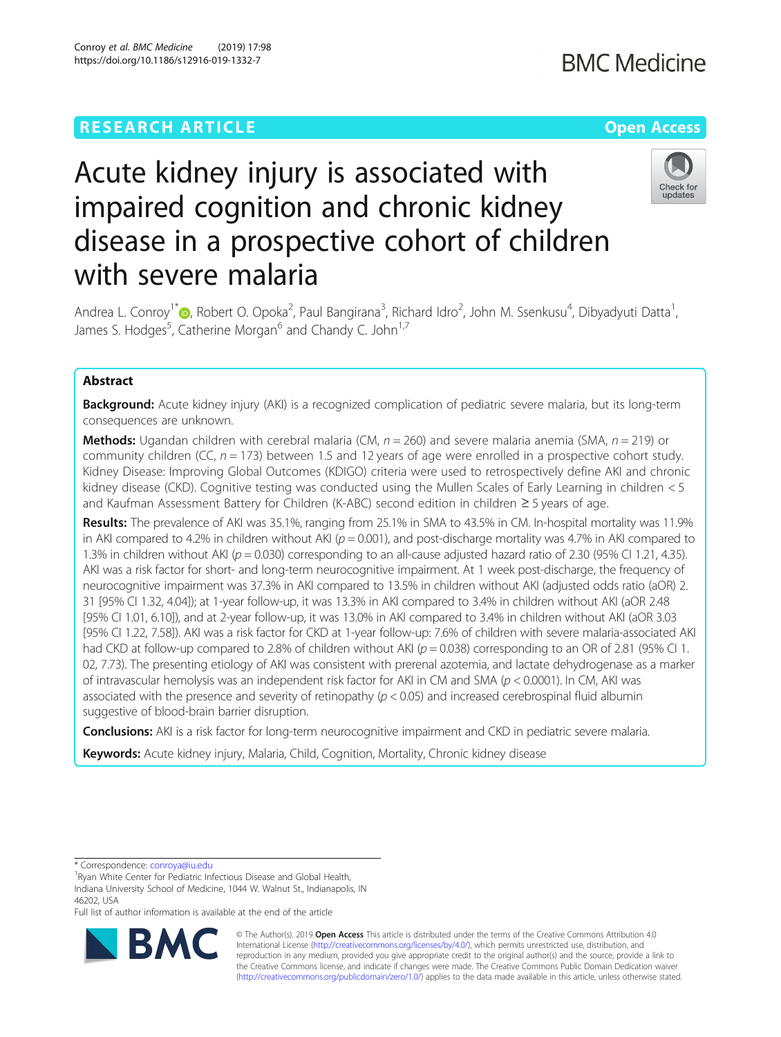RESEARCH ARTICLE

Open Access

# Acute kidney injury is associated with impaired cognition and chronic kidney disease in a prospective cohort of children with severe malaria

Andrea L. Conroy[1*], Robert O. Opoka[2], Paul Bangirana[3], Richard Idro[2], John M. Ssenkusu[4], Dibyadyuti Datta[1], James S. Hodges[5], Catherine Morgan[6] and Chandy C. John[1,7]

## Abstract

**Background:** Acute kidney injury (AKI) is a recognized complication of pediatric severe malaria, but its long-term consequences are unknown.

**Methods:** Ugandan children with cerebral malaria (CM, $n = 260$) and severe malaria anemia (SMA, $n = 219$) or community children (CC, $n = 173$) between 1.5 and 12 years of age were enrolled in a prospective cohort study. Kidney Disease: Improving Global Outcomes (KDIGO) criteria were used to retrospectively define AKI and chronic kidney disease (CKD). Cognitive testing was conducted using the Mullen Scales of Early Learning in children < 5 and Kaufman Assessment Battery for Children (K-ABC) second edition in children ≥ 5 years of age.

**Results:** The prevalence of AKI was 35.1%, ranging from 25.1% in SMA to 43.5% in CM. In-hospital mortality was 11.9% in AKI compared to 4.2% in children without AKI ($p = 0.001$), and post-discharge mortality was 4.7% in AKI compared to 1.3% in children without AKI ($p = 0.030$) corresponding to an all-cause adjusted hazard ratio of 2.30 (95% CI 1.21, 4.35). AKI was a risk factor for short- and long-term neurocognitive impairment. At 1 week post-discharge, the frequency of neurocognitive impairment was 37.3% in AKI compared to 13.5% in children without AKI (adjusted odds ratio (aOR) 2.31 [95% CI 1.32, 4.04]); at 1-year follow-up, it was 13.3% in AKI compared to 3.4% in children without AKI (aOR 2.48 [95% CI 1.01, 6.10]), and at 2-year follow-up, it was 13.0% in AKI compared to 3.4% in children without AKI (aOR 3.03 [95% CI 1.22, 7.58]). AKI was a risk factor for CKD at 1-year follow-up: 7.6% of children with severe malaria-associated AKI had CKD at follow-up compared to 2.8% of children without AKI ($p = 0.038$) corresponding to an OR of 2.81 (95% CI 1.02, 7.73). The presenting etiology of AKI was consistent with prerenal azotemia, and lactate dehydrogenase as a marker of intravascular hemolysis was an independent risk factor for AKI in CM and SMA ($p < 0.0001$). In CM, AKI was associated with the presence and severity of retinopathy ($p < 0.05$) and increased cerebrospinal fluid albumin suggestive of blood-brain barrier disruption.

**Conclusions:** AKI is a risk factor for long-term neurocognitive impairment and CKD in pediatric severe malaria.

**Keywords:** Acute kidney injury, Malaria, Child, Cognition, Mortality, Chronic kidney disease

---

* Correspondence: conroya@iu.edu
[1]Ryan White Center for Pediatric Infectious Disease and Global Health, Indiana University School of Medicine, 1044 W. Walnut St., Indianapolis, IN 46202, USA
Full list of author information is available at the end of the article

© The Author(s). 2019 **Open Access** This article is distributed under the terms of the Creative Commons Attribution 4.0 International License (http://creativecommons.org/licenses/by/4.0/), which permits unrestricted use, distribution, and reproduction in any medium, provided you give appropriate credit to the original author(s) and the source, provide a link to the Creative Commons license, and indicate if changes were made. The Creative Commons Public Domain Dedication waiver (http://creativecommons.org/publicdomain/zero/1.0/) applies to the data made available in this article, unless otherwise stated.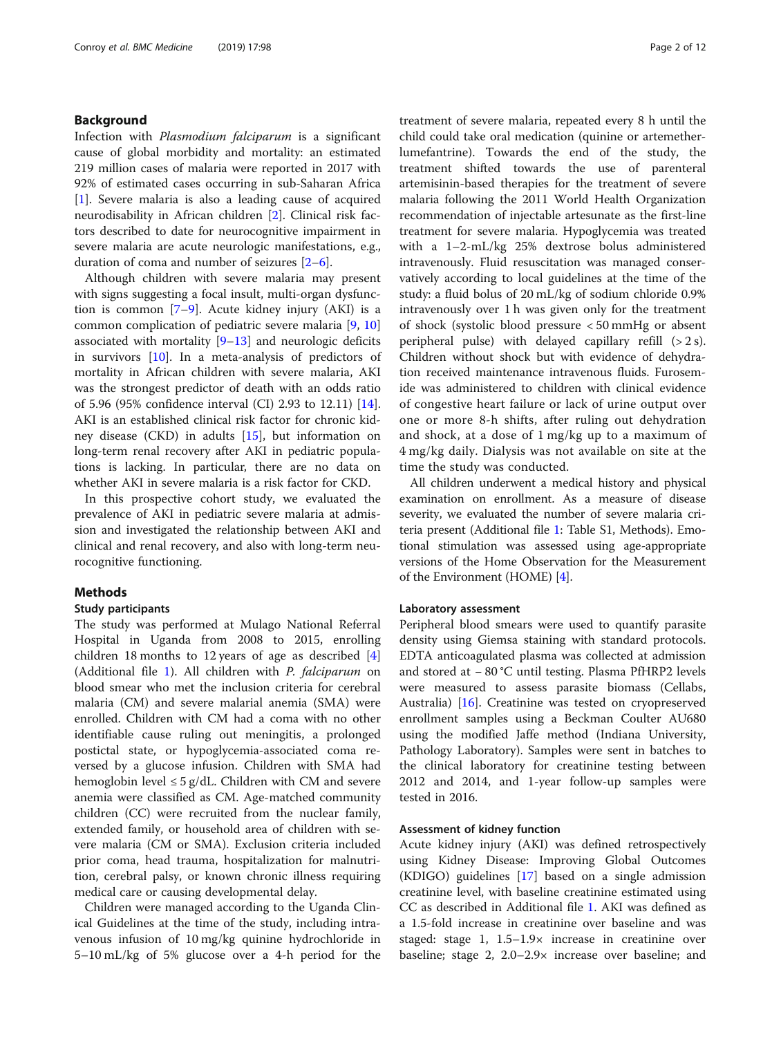## Background

Infection with *Plasmodium falciparum* is a significant cause of global morbidity and mortality: an estimated 219 million cases of malaria were reported in 2017 with 92% of estimated cases occurring in sub-Saharan Africa [1]. Severe malaria is also a leading cause of acquired neurodisability in African children [2]. Clinical risk factors described to date for neurocognitive impairment in severe malaria are acute neurologic manifestations, e.g., duration of coma and number of seizures [2–6].

Although children with severe malaria may present with signs suggesting a focal insult, multi-organ dysfunction is common [7–9]. Acute kidney injury (AKI) is a common complication of pediatric severe malaria [9, 10] associated with mortality [9–13] and neurologic deficits in survivors [10]. In a meta-analysis of predictors of mortality in African children with severe malaria, AKI was the strongest predictor of death with an odds ratio of 5.96 (95% confidence interval (CI) 2.93 to 12.11) [14]. AKI is an established clinical risk factor for chronic kidney disease (CKD) in adults [15], but information on long-term renal recovery after AKI in pediatric populations is lacking. In particular, there are no data on whether AKI in severe malaria is a risk factor for CKD.

In this prospective cohort study, we evaluated the prevalence of AKI in pediatric severe malaria at admission and investigated the relationship between AKI and clinical and renal recovery, and also with long-term neurocognitive functioning.

## Methods

### Study participants

The study was performed at Mulago National Referral Hospital in Uganda from 2008 to 2015, enrolling children 18 months to 12 years of age as described [4] (Additional file 1). All children with *P. falciparum* on blood smear who met the inclusion criteria for cerebral malaria (CM) and severe malarial anemia (SMA) were enrolled. Children with CM had a coma with no other identifiable cause ruling out meningitis, a prolonged postictal state, or hypoglycemia-associated coma reversed by a glucose infusion. Children with SMA had hemoglobin level ≤ 5 g/dL. Children with CM and severe anemia were classified as CM. Age-matched community children (CC) were recruited from the nuclear family, extended family, or household area of children with severe malaria (CM or SMA). Exclusion criteria included prior coma, head trauma, hospitalization for malnutrition, cerebral palsy, or known chronic illness requiring medical care or causing developmental delay.

Children were managed according to the Uganda Clinical Guidelines at the time of the study, including intravenous infusion of 10 mg/kg quinine hydrochloride in 5–10 mL/kg of 5% glucose over a 4-h period for the treatment of severe malaria, repeated every 8 h until the child could take oral medication (quinine or artemether-lumefantrine). Towards the end of the study, the treatment shifted towards the use of parenteral artemisinin-based therapies for the treatment of severe malaria following the 2011 World Health Organization recommendation of injectable artesunate as the first-line treatment for severe malaria. Hypoglycemia was treated with a 1–2-mL/kg 25% dextrose bolus administered intravenously. Fluid resuscitation was managed conservatively according to local guidelines at the time of the study: a fluid bolus of 20 mL/kg of sodium chloride 0.9% intravenously over 1 h was given only for the treatment of shock (systolic blood pressure < 50 mmHg or absent peripheral pulse) with delayed capillary refill (> 2 s). Children without shock but with evidence of dehydration received maintenance intravenous fluids. Furosemide was administered to children with clinical evidence of congestive heart failure or lack of urine output over one or more 8-h shifts, after ruling out dehydration and shock, at a dose of 1 mg/kg up to a maximum of 4 mg/kg daily. Dialysis was not available on site at the time the study was conducted.

All children underwent a medical history and physical examination on enrollment. As a measure of disease severity, we evaluated the number of severe malaria criteria present (Additional file 1: Table S1, Methods). Emotional stimulation was assessed using age-appropriate versions of the Home Observation for the Measurement of the Environment (HOME) [4].

### Laboratory assessment

Peripheral blood smears were used to quantify parasite density using Giemsa staining with standard protocols. EDTA anticoagulated plasma was collected at admission and stored at − 80 °C until testing. Plasma PfHRP2 levels were measured to assess parasite biomass (Cellabs, Australia) [16]. Creatinine was tested on cryopreserved enrollment samples using a Beckman Coulter AU680 using the modified Jaffe method (Indiana University, Pathology Laboratory). Samples were sent in batches to the clinical laboratory for creatinine testing between 2012 and 2014, and 1-year follow-up samples were tested in 2016.

### Assessment of kidney function

Acute kidney injury (AKI) was defined retrospectively using Kidney Disease: Improving Global Outcomes (KDIGO) guidelines [17] based on a single admission creatinine level, with baseline creatinine estimated using CC as described in Additional file 1. AKI was defined as a 1.5-fold increase in creatinine over baseline and was staged: stage 1, 1.5–1.9× increase in creatinine over baseline; stage 2, 2.0–2.9× increase over baseline; and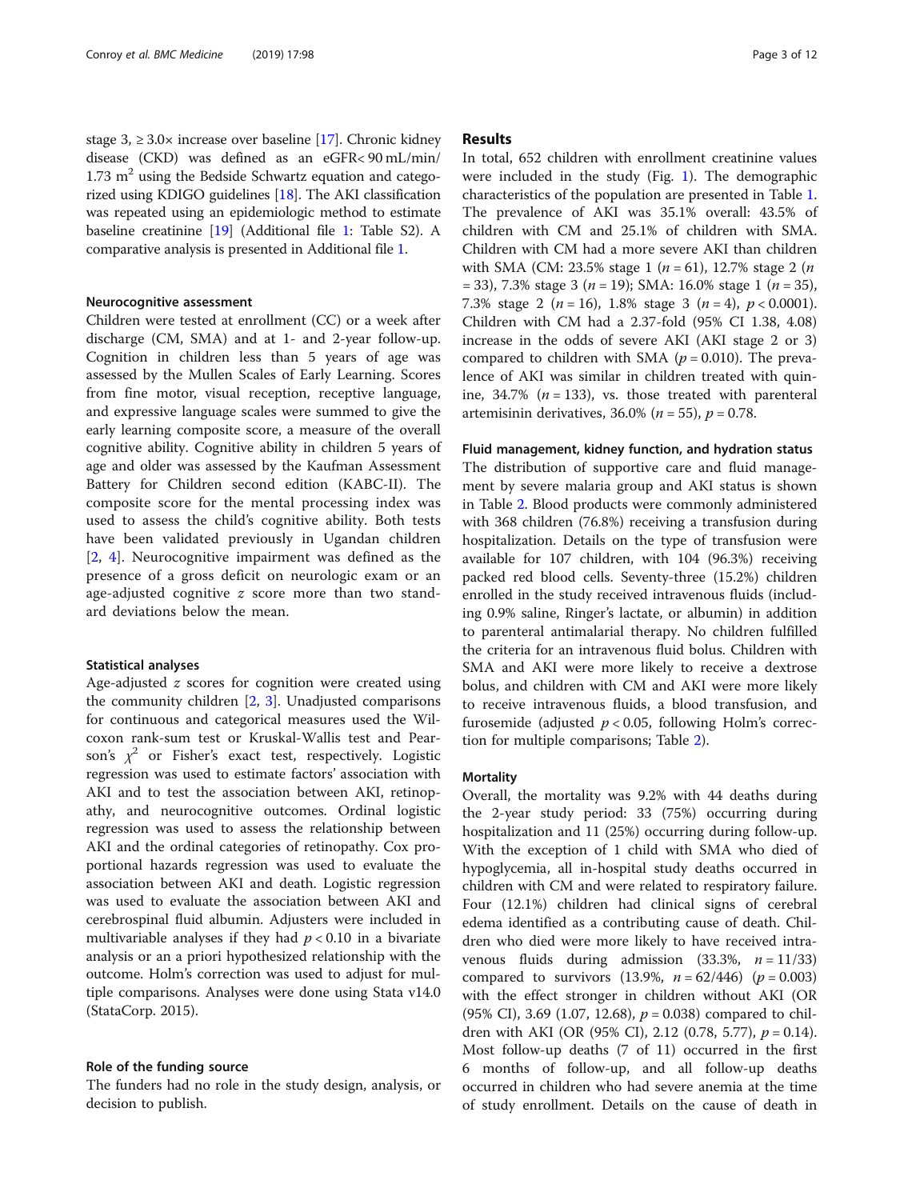stage 3, ≥ 3.0× increase over baseline [17]. Chronic kidney disease (CKD) was defined as an eGFR< 90 mL/min/1.73 m$^2$ using the Bedside Schwartz equation and categorized using KDIGO guidelines [18]. The AKI classification was repeated using an epidemiologic method to estimate baseline creatinine [19] (Additional file 1: Table S2). A comparative analysis is presented in Additional file 1.

### Neurocognitive assessment

Children were tested at enrollment (CC) or a week after discharge (CM, SMA) and at 1- and 2-year follow-up. Cognition in children less than 5 years of age was assessed by the Mullen Scales of Early Learning. Scores from fine motor, visual reception, receptive language, and expressive language scales were summed to give the early learning composite score, a measure of the overall cognitive ability. Cognitive ability in children 5 years of age and older was assessed by the Kaufman Assessment Battery for Children second edition (KABC-II). The composite score for the mental processing index was used to assess the child's cognitive ability. Both tests have been validated previously in Ugandan children [2, 4]. Neurocognitive impairment was defined as the presence of a gross deficit on neurologic exam or an age-adjusted cognitive $z$ score more than two standard deviations below the mean.

### Statistical analyses

Age-adjusted $z$ scores for cognition were created using the community children [2, 3]. Unadjusted comparisons for continuous and categorical measures used the Wilcoxon rank-sum test or Kruskal-Wallis test and Pearson's $\chi^2$ or Fisher's exact test, respectively. Logistic regression was used to estimate factors' association with AKI and to test the association between AKI, retinopathy, and neurocognitive outcomes. Ordinal logistic regression was used to assess the relationship between AKI and the ordinal categories of retinopathy. Cox proportional hazards regression was used to evaluate the association between AKI and death. Logistic regression was used to evaluate the association between AKI and cerebrospinal fluid albumin. Adjusters were included in multivariable analyses if they had $p < 0.10$ in a bivariate analysis or an a priori hypothesized relationship with the outcome. Holm's correction was used to adjust for multiple comparisons. Analyses were done using Stata v14.0 (StataCorp. 2015).

### Role of the funding source

The funders had no role in the study design, analysis, or decision to publish.

## Results

In total, 652 children with enrollment creatinine values were included in the study (Fig. 1). The demographic characteristics of the population are presented in Table 1. The prevalence of AKI was 35.1% overall: 43.5% of children with CM and 25.1% of children with SMA. Children with CM had a more severe AKI than children with SMA (CM: 23.5% stage 1 ($n = 61$), 12.7% stage 2 ($n = 33$), 7.3% stage 3 ($n = 19$); SMA: 16.0% stage 1 ($n = 35$), 7.3% stage 2 ($n = 16$), 1.8% stage 3 ($n = 4$), $p < 0.0001$). Children with CM had a 2.37-fold (95% CI 1.38, 4.08) increase in the odds of severe AKI (AKI stage 2 or 3) compared to children with SMA ($p = 0.010$). The prevalence of AKI was similar in children treated with quinine, 34.7% ($n = 133$), vs. those treated with parenteral artemisinin derivatives, 36.0% ($n = 55$), $p = 0.78$.

### Fluid management, kidney function, and hydration status

The distribution of supportive care and fluid management by severe malaria group and AKI status is shown in Table 2. Blood products were commonly administered with 368 children (76.8%) receiving a transfusion during hospitalization. Details on the type of transfusion were available for 107 children, with 104 (96.3%) receiving packed red blood cells. Seventy-three (15.2%) children enrolled in the study received intravenous fluids (including 0.9% saline, Ringer's lactate, or albumin) in addition to parenteral antimalarial therapy. No children fulfilled the criteria for an intravenous fluid bolus. Children with SMA and AKI were more likely to receive a dextrose bolus, and children with CM and AKI were more likely to receive intravenous fluids, a blood transfusion, and furosemide (adjusted $p < 0.05$, following Holm's correction for multiple comparisons; Table 2).

### Mortality

Overall, the mortality was 9.2% with 44 deaths during the 2-year study period: 33 (75%) occurring during hospitalization and 11 (25%) occurring during follow-up. With the exception of 1 child with SMA who died of hypoglycemia, all in-hospital study deaths occurred in children with CM and were related to respiratory failure. Four (12.1%) children had clinical signs of cerebral edema identified as a contributing cause of death. Children who died were more likely to have received intravenous fluids during admission (33.3%, $n = 11/33$) compared to survivors (13.9%, $n = 62/446$) ($p = 0.003$) with the effect stronger in children without AKI (OR (95% CI), 3.69 (1.07, 12.68), $p = 0.038$) compared to children with AKI (OR (95% CI), 2.12 (0.78, 5.77), $p = 0.14$). Most follow-up deaths (7 of 11) occurred in the first 6 months of follow-up, and all follow-up deaths occurred in children who had severe anemia at the time of study enrollment. Details on the cause of death in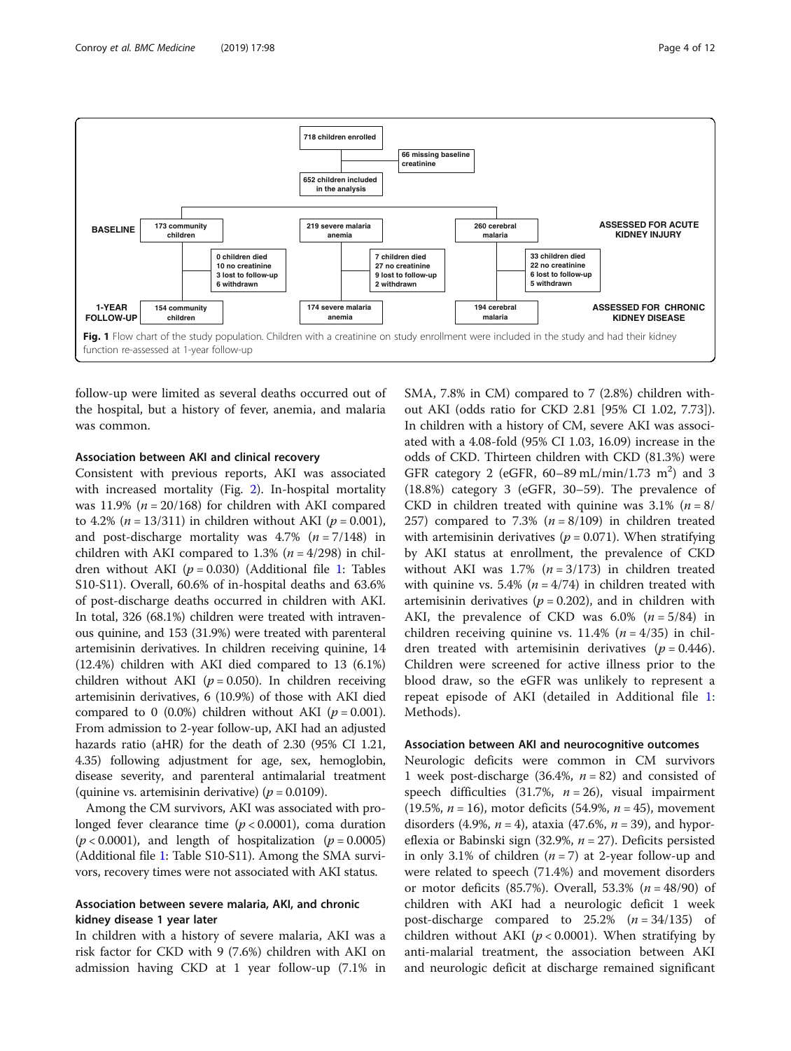718 children enrolled

66 missing baseline creatinine

652 children included in the analysis

**BASELINE** — ASSESSED FOR ACUTE KIDNEY INJURY

- 173 community children
- 219 severe malaria anemia
- 260 cerebral malaria

Community children: 0 children died, 10 no creatinine, 3 lost to follow-up, 6 withdrawn

Severe malaria anemia: 7 children died, 27 no creatinine, 9 lost to follow-up, 2 withdrawn

Cerebral malaria: 33 children died, 22 no creatinine, 6 lost to follow-up, 5 withdrawn

**1-YEAR FOLLOW-UP** — ASSESSED FOR CHRONIC KIDNEY DISEASE

- 154 community children
- 174 severe malaria anemia
- 194 cerebral malaria

**Fig. 1** Flow chart of the study population. Children with a creatinine on study enrollment were included in the study and had their kidney function re-assessed at 1-year follow-up

follow-up were limited as several deaths occurred out of the hospital, but a history of fever, anemia, and malaria was common.

### Association between AKI and clinical recovery

Consistent with previous reports, AKI was associated with increased mortality (Fig. 2). In-hospital mortality was 11.9% ($n = 20/168$) for children with AKI compared to 4.2% ($n = 13/311$) in children without AKI ($p = 0.001$), and post-discharge mortality was 4.7% ($n = 7/148$) in children with AKI compared to 1.3% ($n = 4/298$) in children without AKI ($p = 0.030$) (Additional file 1: Tables S10-S11). Overall, 60.6% of in-hospital deaths and 63.6% of post-discharge deaths occurred in children with AKI. In total, 326 (68.1%) children were treated with intravenous quinine, and 153 (31.9%) were treated with parenteral artemisinin derivatives. In children receiving quinine, 14 (12.4%) children with AKI died compared to 13 (6.1%) children without AKI ($p = 0.050$). In children receiving artemisinin derivatives, 6 (10.9%) of those with AKI died compared to 0 (0.0%) children without AKI ($p = 0.001$). From admission to 2-year follow-up, AKI had an adjusted hazards ratio (aHR) for the death of 2.30 (95% CI 1.21, 4.35) following adjustment for age, sex, hemoglobin, disease severity, and parenteral antimalarial treatment (quinine vs. artemisinin derivative) ($p = 0.0109$).

Among the CM survivors, AKI was associated with prolonged fever clearance time ($p < 0.0001$), coma duration ($p < 0.0001$), and length of hospitalization ($p = 0.0005$) (Additional file 1: Table S10-S11). Among the SMA survivors, recovery times were not associated with AKI status.

### Association between severe malaria, AKI, and chronic kidney disease 1 year later

In children with a history of severe malaria, AKI was a risk factor for CKD with 9 (7.6%) children with AKI on admission having CKD at 1 year follow-up (7.1% in SMA, 7.8% in CM) compared to 7 (2.8%) children without AKI (odds ratio for CKD 2.81 [95% CI 1.02, 7.73]). In children with a history of CM, severe AKI was associated with a 4.08-fold (95% CI 1.03, 16.09) increase in the odds of CKD. Thirteen children with CKD (81.3%) were GFR category 2 (eGFR, 60–89 mL/min/1.73 $m^2$) and 3 (18.8%) category 3 (eGFR, 30–59). The prevalence of CKD in children treated with quinine was 3.1% ($n = 8/257$) compared to 7.3% ($n = 8/109$) in children treated with artemisinin derivatives ($p = 0.071$). When stratifying by AKI status at enrollment, the prevalence of CKD without AKI was 1.7% ($n = 3/173$) in children treated with quinine vs. 5.4% ($n = 4/74$) in children treated with artemisinin derivatives ($p = 0.202$), and in children with AKI, the prevalence of CKD was 6.0% ($n = 5/84$) in children receiving quinine vs. 11.4% ($n = 4/35$) in children treated with artemisinin derivatives ($p = 0.446$). Children were screened for active illness prior to the blood draw, so the eGFR was unlikely to represent a repeat episode of AKI (detailed in Additional file 1: Methods).

### Association between AKI and neurocognitive outcomes

Neurologic deficits were common in CM survivors 1 week post-discharge (36.4%, $n = 82$) and consisted of speech difficulties (31.7%, $n = 26$), visual impairment (19.5%, $n = 16$), motor deficits (54.9%, $n = 45$), movement disorders (4.9%, $n = 4$), ataxia (47.6%, $n = 39$), and hyporeflexia or Babinski sign (32.9%, $n = 27$). Deficits persisted in only 3.1% of children ($n = 7$) at 2-year follow-up and were related to speech (71.4%) and movement disorders or motor deficits (85.7%). Overall, 53.3% ($n = 48/90$) of children with AKI had a neurologic deficit 1 week post-discharge compared to 25.2% ($n = 34/135$) of children without AKI ($p < 0.0001$). When stratifying by anti-malarial treatment, the association between AKI and neurologic deficit at discharge remained significant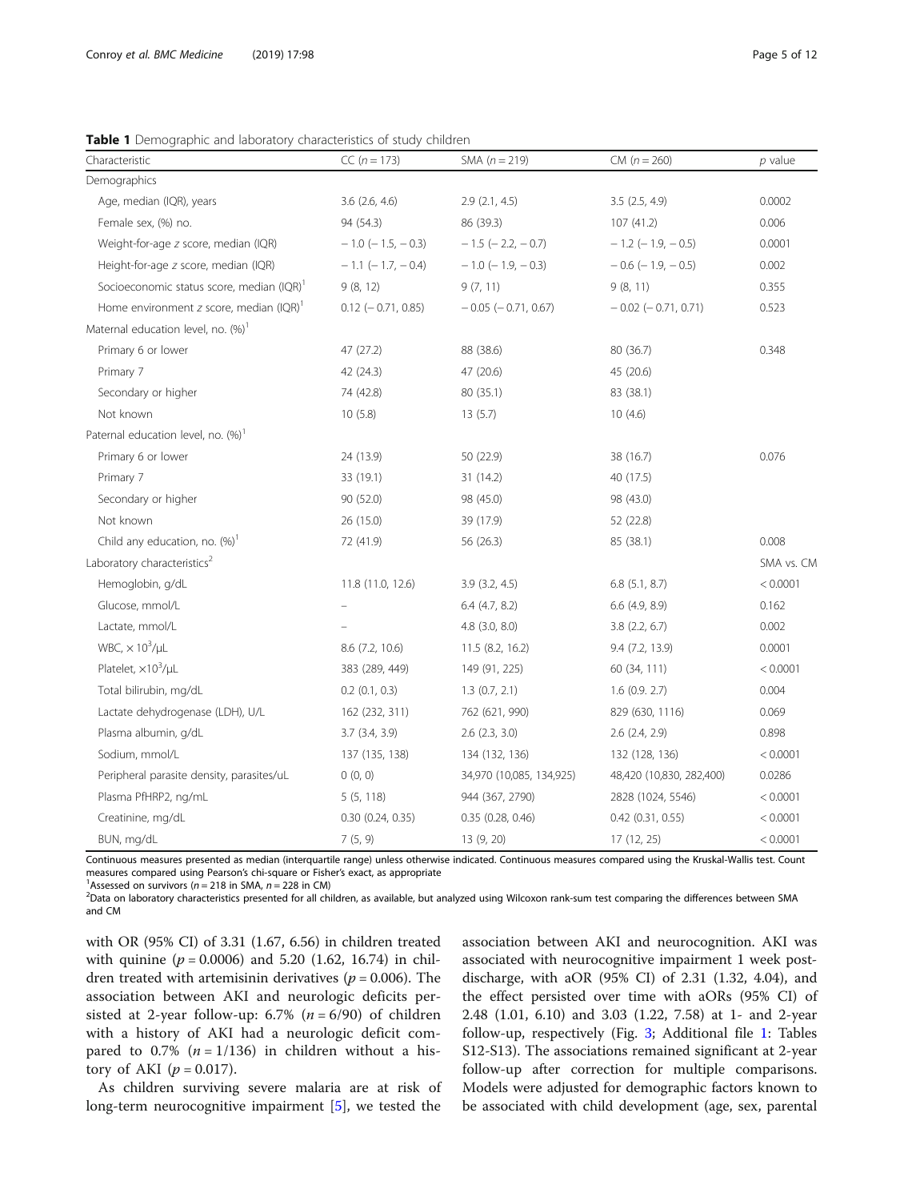**Table 1** Demographic and laboratory characteristics of study children

| Characteristic | CC (*n* = 173) | SMA (*n* = 219) | CM (*n* = 260) | *p* value |
|---|---|---|---|---|
| Demographics | | | | |
| Age, median (IQR), years | 3.6 (2.6, 4.6) | 2.9 (2.1, 4.5) | 3.5 (2.5, 4.9) | 0.0002 |
| Female sex, (%) no. | 94 (54.3) | 86 (39.3) | 107 (41.2) | 0.006 |
| Weight-for-age *z* score, median (IQR) | − 1.0 (− 1.5, − 0.3) | − 1.5 (− 2.2, − 0.7) | − 1.2 (− 1.9, − 0.5) | 0.0001 |
| Height-for-age *z* score, median (IQR) | − 1.1 (− 1.7, − 0.4) | − 1.0 (− 1.9, − 0.3) | − 0.6 (− 1.9, − 0.5) | 0.002 |
| Socioeconomic status score, median (IQR)[1] | 9 (8, 12) | 9 (7, 11) | 9 (8, 11) | 0.355 |
| Home environment *z* score, median (IQR)[1] | 0.12 (− 0.71, 0.85) | − 0.05 (− 0.71, 0.67) | − 0.02 (− 0.71, 0.71) | 0.523 |
| Maternal education level, no. (%)[1] | | | | |
| Primary 6 or lower | 47 (27.2) | 88 (38.6) | 80 (36.7) | 0.348 |
| Primary 7 | 42 (24.3) | 47 (20.6) | 45 (20.6) | |
| Secondary or higher | 74 (42.8) | 80 (35.1) | 83 (38.1) | |
| Not known | 10 (5.8) | 13 (5.7) | 10 (4.6) | |
| Paternal education level, no. (%)[1] | | | | |
| Primary 6 or lower | 24 (13.9) | 50 (22.9) | 38 (16.7) | 0.076 |
| Primary 7 | 33 (19.1) | 31 (14.2) | 40 (17.5) | |
| Secondary or higher | 90 (52.0) | 98 (45.0) | 98 (43.0) | |
| Not known | 26 (15.0) | 39 (17.9) | 52 (22.8) | |
| Child any education, no. (%)[1] | 72 (41.9) | 56 (26.3) | 85 (38.1) | 0.008 |
| Laboratory characteristics[2] | | | | SMA vs. CM |
| Hemoglobin, g/dL | 11.8 (11.0, 12.6) | 3.9 (3.2, 4.5) | 6.8 (5.1, 8.7) | < 0.0001 |
| Glucose, mmol/L | – | 6.4 (4.7, 8.2) | 6.6 (4.9, 8.9) | 0.162 |
| Lactate, mmol/L | – | 4.8 (3.0, 8.0) | 3.8 (2.2, 6.7) | 0.002 |
| WBC, $\times 10^3$/μL | 8.6 (7.2, 10.6) | 11.5 (8.2, 16.2) | 9.4 (7.2, 13.9) | 0.0001 |
| Platelet, $\times 10^3$/μL | 383 (289, 449) | 149 (91, 225) | 60 (34, 111) | < 0.0001 |
| Total bilirubin, mg/dL | 0.2 (0.1, 0.3) | 1.3 (0.7, 2.1) | 1.6 (0.9. 2.7) | 0.004 |
| Lactate dehydrogenase (LDH), U/L | 162 (232, 311) | 762 (621, 990) | 829 (630, 1116) | 0.069 |
| Plasma albumin, g/dL | 3.7 (3.4, 3.9) | 2.6 (2.3, 3.0) | 2.6 (2.4, 2.9) | 0.898 |
| Sodium, mmol/L | 137 (135, 138) | 134 (132, 136) | 132 (128, 136) | < 0.0001 |
| Peripheral parasite density, parasites/uL | 0 (0, 0) | 34,970 (10,085, 134,925) | 48,420 (10,830, 282,400) | 0.0286 |
| Plasma PfHRP2, ng/mL | 5 (5, 118) | 944 (367, 2790) | 2828 (1024, 5546) | < 0.0001 |
| Creatinine, mg/dL | 0.30 (0.24, 0.35) | 0.35 (0.28, 0.46) | 0.42 (0.31, 0.55) | < 0.0001 |
| BUN, mg/dL | 7 (5, 9) | 13 (9, 20) | 17 (12, 25) | < 0.0001 |

Continuous measures presented as median (interquartile range) unless otherwise indicated. Continuous measures compared using the Kruskal-Wallis test. Count measures compared using Pearson's chi-square or Fisher's exact, as appropriate

[1]Assessed on survivors (*n* = 218 in SMA, *n* = 228 in CM)

[2]Data on laboratory characteristics presented for all children, as available, but analyzed using Wilcoxon rank-sum test comparing the differences between SMA and CM

with OR (95% CI) of 3.31 (1.67, 6.56) in children treated with quinine ($p = 0.0006$) and 5.20 (1.62, 16.74) in children treated with artemisinin derivatives ($p = 0.006$). The association between AKI and neurologic deficits persisted at 2-year follow-up: 6.7% ($n = 6/90$) of children with a history of AKI had a neurologic deficit compared to 0.7% ($n = 1/136$) in children without a history of AKI ($p = 0.017$).

As children surviving severe malaria are at risk of long-term neurocognitive impairment [5], we tested the association between AKI and neurocognition. AKI was associated with neurocognitive impairment 1 week post-discharge, with aOR (95% CI) of 2.31 (1.32, 4.04), and the effect persisted over time with aORs (95% CI) of 2.48 (1.01, 6.10) and 3.03 (1.22, 7.58) at 1- and 2-year follow-up, respectively (Fig. 3; Additional file 1: Tables S12-S13). The associations remained significant at 2-year follow-up after correction for multiple comparisons. Models were adjusted for demographic factors known to be associated with child development (age, sex, parental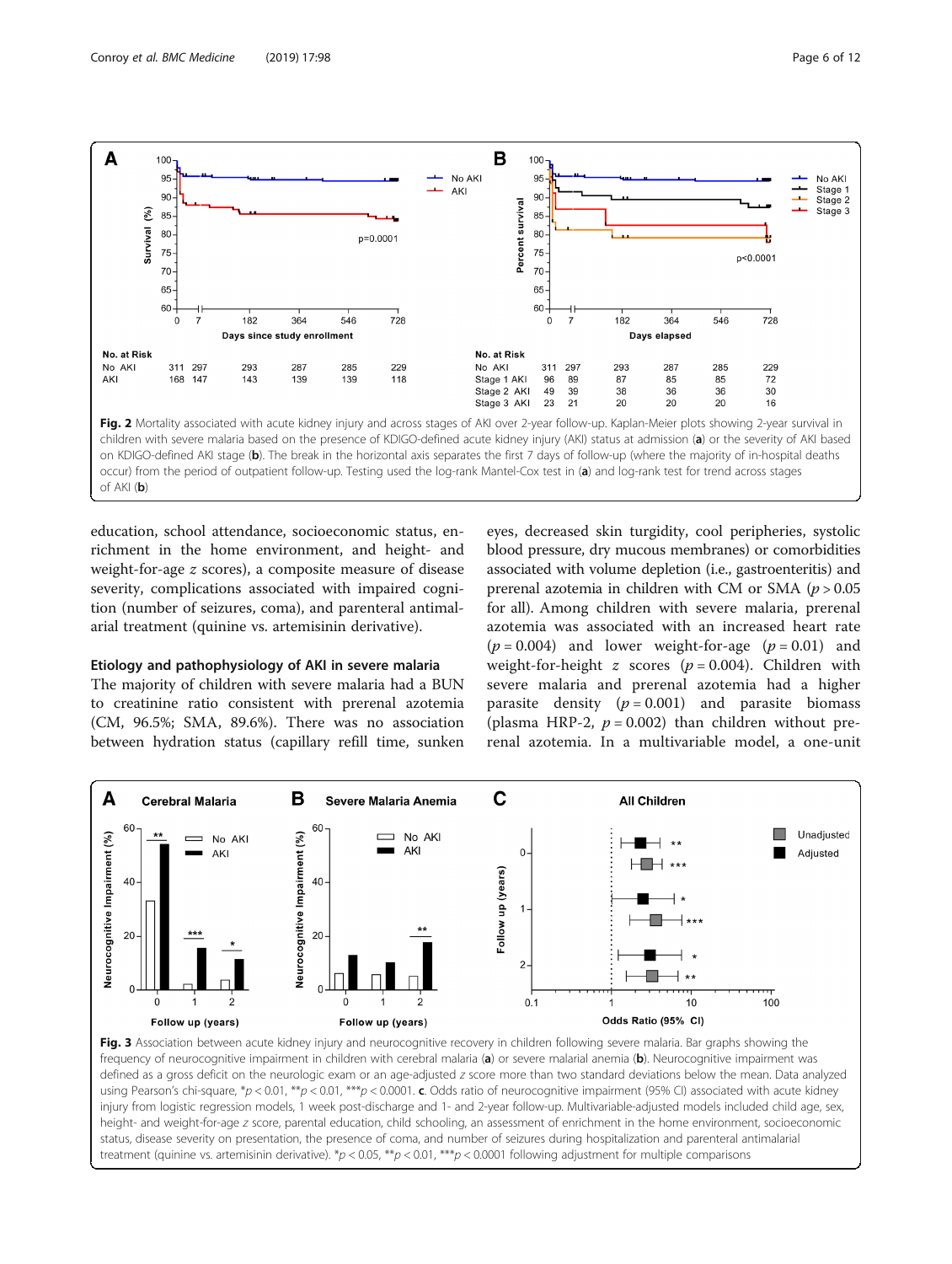**Fig. 2** Mortality associated with acute kidney injury and across stages of AKI over 2-year follow-up. Kaplan-Meier plots showing 2-year survival in children with severe malaria based on the presence of KDIGO-defined acute kidney injury (AKI) status at admission (**a**) or the severity of AKI based on KDIGO-defined AKI stage (**b**). The break in the horizontal axis separates the first 7 days of follow-up (where the majority of in-hospital deaths occur) from the period of outpatient follow-up. Testing used the log-rank Mantel-Cox test in (**a**) and log-rank test for trend across stages of AKI (**b**)

education, school attendance, socioeconomic status, enrichment in the home environment, and height- and weight-for-age *z* scores), a composite measure of disease severity, complications associated with impaired cognition (number of seizures, coma), and parenteral antimalarial treatment (quinine vs. artemisinin derivative).

### Etiology and pathophysiology of AKI in severe malaria

The majority of children with severe malaria had a BUN to creatinine ratio consistent with prerenal azotemia (CM, 96.5%; SMA, 89.6%). There was no association between hydration status (capillary refill time, sunken eyes, decreased skin turgidity, cool peripheries, systolic blood pressure, dry mucous membranes) or comorbidities associated with volume depletion (i.e., gastroenteritis) and prerenal azotemia in children with CM or SMA ($p > 0.05$ for all). Among children with severe malaria, prerenal azotemia was associated with an increased heart rate ($p = 0.004$) and lower weight-for-age ($p = 0.01$) and weight-for-height *z* scores ($p = 0.004$). Children with severe malaria and prerenal azotemia had a higher parasite density ($p = 0.001$) and parasite biomass (plasma HRP-2, $p = 0.002$) than children without prerenal azotemia. In a multivariable model, a one-unit

**Fig. 3** Association between acute kidney injury and neurocognitive recovery in children following severe malaria. Bar graphs showing the frequency of neurocognitive impairment in children with cerebral malaria (**a**) or severe malarial anemia (**b**). Neurocognitive impairment was defined as a gross deficit on the neurologic exam or an age-adjusted *z* score more than two standard deviations below the mean. Data analyzed using Pearson's chi-square, *$p < 0.01$, **$p < 0.01$, ***$p < 0.0001$. **c**. Odds ratio of neurocognitive impairment (95% CI) associated with acute kidney injury from logistic regression models, 1 week post-discharge and 1- and 2-year follow-up. Multivariable-adjusted models included child age, sex, height- and weight-for-age *z* score, parental education, child schooling, an assessment of enrichment in the home environment, socioeconomic status, disease severity on presentation, the presence of coma, and number of seizures during hospitalization and parenteral antimalarial treatment (quinine vs. artemisinin derivative). *$p < 0.05$, **$p < 0.01$, ***$p < 0.0001$ following adjustment for multiple comparisons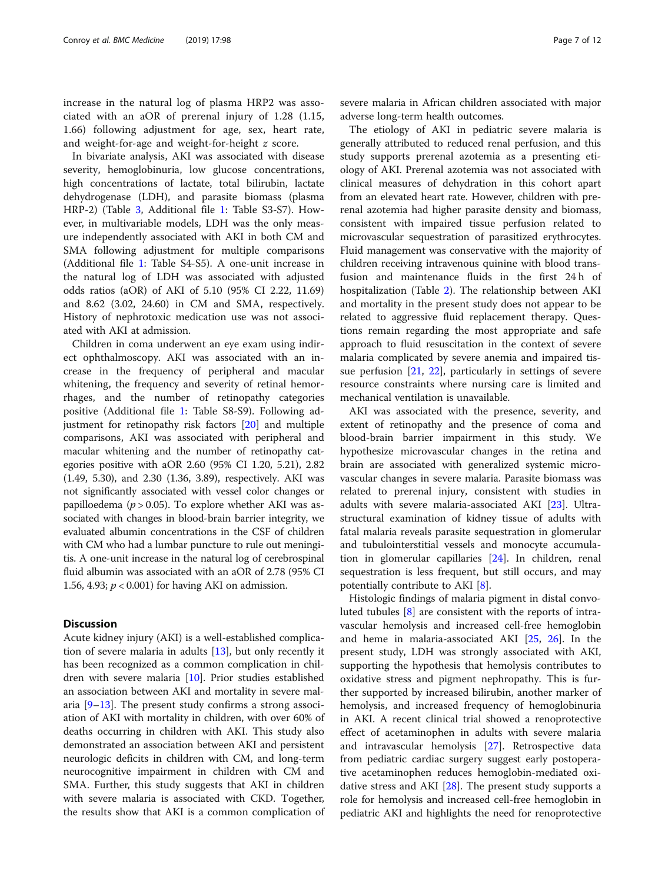increase in the natural log of plasma HRP2 was associated with an aOR of prerenal injury of 1.28 (1.15, 1.66) following adjustment for age, sex, heart rate, and weight-for-age and weight-for-height *z* score.

In bivariate analysis, AKI was associated with disease severity, hemoglobinuria, low glucose concentrations, high concentrations of lactate, total bilirubin, lactate dehydrogenase (LDH), and parasite biomass (plasma HRP-2) (Table 3, Additional file 1: Table S3-S7). However, in multivariable models, LDH was the only measure independently associated with AKI in both CM and SMA following adjustment for multiple comparisons (Additional file 1: Table S4-S5). A one-unit increase in the natural log of LDH was associated with adjusted odds ratios (aOR) of AKI of 5.10 (95% CI 2.22, 11.69) and 8.62 (3.02, 24.60) in CM and SMA, respectively. History of nephrotoxic medication use was not associated with AKI at admission.

Children in coma underwent an eye exam using indirect ophthalmoscopy. AKI was associated with an increase in the frequency of peripheral and macular whitening, the frequency and severity of retinal hemorrhages, and the number of retinopathy categories positive (Additional file 1: Table S8-S9). Following adjustment for retinopathy risk factors [20] and multiple comparisons, AKI was associated with peripheral and macular whitening and the number of retinopathy categories positive with aOR 2.60 (95% CI 1.20, 5.21), 2.82 (1.49, 5.30), and 2.30 (1.36, 3.89), respectively. AKI was not significantly associated with vessel color changes or papilloedema ($p > 0.05$). To explore whether AKI was associated with changes in blood-brain barrier integrity, we evaluated albumin concentrations in the CSF of children with CM who had a lumbar puncture to rule out meningitis. A one-unit increase in the natural log of cerebrospinal fluid albumin was associated with an aOR of 2.78 (95% CI 1.56, 4.93; $p < 0.001$) for having AKI on admission.

## Discussion

Acute kidney injury (AKI) is a well-established complication of severe malaria in adults [13], but only recently it has been recognized as a common complication in children with severe malaria [10]. Prior studies established an association between AKI and mortality in severe malaria [9–13]. The present study confirms a strong association of AKI with mortality in children, with over 60% of deaths occurring in children with AKI. This study also demonstrated an association between AKI and persistent neurologic deficits in children with CM, and long-term neurocognitive impairment in children with CM and SMA. Further, this study suggests that AKI in children with severe malaria is associated with CKD. Together, the results show that AKI is a common complication of severe malaria in African children associated with major adverse long-term health outcomes.

The etiology of AKI in pediatric severe malaria is generally attributed to reduced renal perfusion, and this study supports prerenal azotemia as a presenting etiology of AKI. Prerenal azotemia was not associated with clinical measures of dehydration in this cohort apart from an elevated heart rate. However, children with prerenal azotemia had higher parasite density and biomass, consistent with impaired tissue perfusion related to microvascular sequestration of parasitized erythrocytes. Fluid management was conservative with the majority of children receiving intravenous quinine with blood transfusion and maintenance fluids in the first 24 h of hospitalization (Table 2). The relationship between AKI and mortality in the present study does not appear to be related to aggressive fluid replacement therapy. Questions remain regarding the most appropriate and safe approach to fluid resuscitation in the context of severe malaria complicated by severe anemia and impaired tissue perfusion [21, 22], particularly in settings of severe resource constraints where nursing care is limited and mechanical ventilation is unavailable.

AKI was associated with the presence, severity, and extent of retinopathy and the presence of coma and blood-brain barrier impairment in this study. We hypothesize microvascular changes in the retina and brain are associated with generalized systemic microvascular changes in severe malaria. Parasite biomass was related to prerenal injury, consistent with studies in adults with severe malaria-associated AKI [23]. Ultrastructural examination of kidney tissue of adults with fatal malaria reveals parasite sequestration in glomerular and tubulointerstitial vessels and monocyte accumulation in glomerular capillaries [24]. In children, renal sequestration is less frequent, but still occurs, and may potentially contribute to AKI [8].

Histologic findings of malaria pigment in distal convoluted tubules [8] are consistent with the reports of intravascular hemolysis and increased cell-free hemoglobin and heme in malaria-associated AKI [25, 26]. In the present study, LDH was strongly associated with AKI, supporting the hypothesis that hemolysis contributes to oxidative stress and pigment nephropathy. This is further supported by increased bilirubin, another marker of hemolysis, and increased frequency of hemoglobinuria in AKI. A recent clinical trial showed a renoprotective effect of acetaminophen in adults with severe malaria and intravascular hemolysis [27]. Retrospective data from pediatric cardiac surgery suggest early postoperative acetaminophen reduces hemoglobin-mediated oxidative stress and AKI [28]. The present study supports a role for hemolysis and increased cell-free hemoglobin in pediatric AKI and highlights the need for renoprotective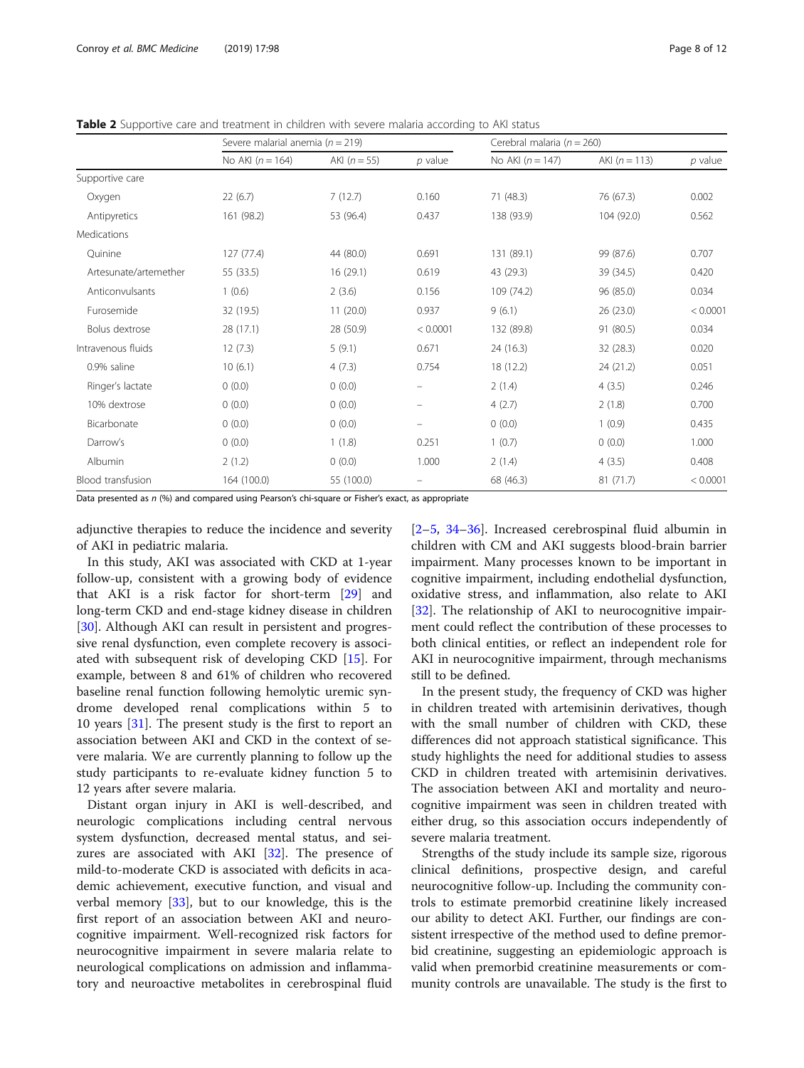**Table 2** Supportive care and treatment in children with severe malaria according to AKI status

| | Severe malarial anemia ($n = 219$) | | | Cerebral malaria ($n = 260$) | | |
|---|---|---|---|---|---|---|
| | No AKI ($n = 164$) | AKI ($n = 55$) | *p* value | No AKI ($n = 147$) | AKI ($n = 113$) | *p* value |
| Supportive care | | | | | | |
| Oxygen | 22 (6.7) | 7 (12.7) | 0.160 | 71 (48.3) | 76 (67.3) | 0.002 |
| Antipyretics | 161 (98.2) | 53 (96.4) | 0.437 | 138 (93.9) | 104 (92.0) | 0.562 |
| Medications | | | | | | |
| Quinine | 127 (77.4) | 44 (80.0) | 0.691 | 131 (89.1) | 99 (87.6) | 0.707 |
| Artesunate/artemether | 55 (33.5) | 16 (29.1) | 0.619 | 43 (29.3) | 39 (34.5) | 0.420 |
| Anticonvulsants | 1 (0.6) | 2 (3.6) | 0.156 | 109 (74.2) | 96 (85.0) | 0.034 |
| Furosemide | 32 (19.5) | 11 (20.0) | 0.937 | 9 (6.1) | 26 (23.0) | < 0.0001 |
| Bolus dextrose | 28 (17.1) | 28 (50.9) | < 0.0001 | 132 (89.8) | 91 (80.5) | 0.034 |
| Intravenous fluids | 12 (7.3) | 5 (9.1) | 0.671 | 24 (16.3) | 32 (28.3) | 0.020 |
| 0.9% saline | 10 (6.1) | 4 (7.3) | 0.754 | 18 (12.2) | 24 (21.2) | 0.051 |
| Ringer's lactate | 0 (0.0) | 0 (0.0) | – | 2 (1.4) | 4 (3.5) | 0.246 |
| 10% dextrose | 0 (0.0) | 0 (0.0) | – | 4 (2.7) | 2 (1.8) | 0.700 |
| Bicarbonate | 0 (0.0) | 0 (0.0) | – | 0 (0.0) | 1 (0.9) | 0.435 |
| Darrow's | 0 (0.0) | 1 (1.8) | 0.251 | 1 (0.7) | 0 (0.0) | 1.000 |
| Albumin | 2 (1.2) | 0 (0.0) | 1.000 | 2 (1.4) | 4 (3.5) | 0.408 |
| Blood transfusion | 164 (100.0) | 55 (100.0) | – | 68 (46.3) | 81 (71.7) | < 0.0001 |

Data presented as *n* (%) and compared using Pearson's chi-square or Fisher's exact, as appropriate

adjunctive therapies to reduce the incidence and severity of AKI in pediatric malaria.

In this study, AKI was associated with CKD at 1-year follow-up, consistent with a growing body of evidence that AKI is a risk factor for short-term [29] and long-term CKD and end-stage kidney disease in children [30]. Although AKI can result in persistent and progressive renal dysfunction, even complete recovery is associated with subsequent risk of developing CKD [15]. For example, between 8 and 61% of children who recovered baseline renal function following hemolytic uremic syndrome developed renal complications within 5 to 10 years [31]. The present study is the first to report an association between AKI and CKD in the context of severe malaria. We are currently planning to follow up the study participants to re-evaluate kidney function 5 to 12 years after severe malaria.

Distant organ injury in AKI is well-described, and neurologic complications including central nervous system dysfunction, decreased mental status, and seizures are associated with AKI [32]. The presence of mild-to-moderate CKD is associated with deficits in academic achievement, executive function, and visual and verbal memory [33], but to our knowledge, this is the first report of an association between AKI and neurocognitive impairment. Well-recognized risk factors for neurocognitive impairment in severe malaria relate to neurological complications on admission and inflammatory and neuroactive metabolites in cerebrospinal fluid [2–5, 34–36]. Increased cerebrospinal fluid albumin in children with CM and AKI suggests blood-brain barrier impairment. Many processes known to be important in cognitive impairment, including endothelial dysfunction, oxidative stress, and inflammation, also relate to AKI [32]. The relationship of AKI to neurocognitive impairment could reflect the contribution of these processes to both clinical entities, or reflect an independent role for AKI in neurocognitive impairment, through mechanisms still to be defined.

In the present study, the frequency of CKD was higher in children treated with artemisinin derivatives, though with the small number of children with CKD, these differences did not approach statistical significance. This study highlights the need for additional studies to assess CKD in children treated with artemisinin derivatives. The association between AKI and mortality and neurocognitive impairment was seen in children treated with either drug, so this association occurs independently of severe malaria treatment.

Strengths of the study include its sample size, rigorous clinical definitions, prospective design, and careful neurocognitive follow-up. Including the community controls to estimate premorbid creatinine likely increased our ability to detect AKI. Further, our findings are consistent irrespective of the method used to define premorbid creatinine, suggesting an epidemiologic approach is valid when premorbid creatinine measurements or community controls are unavailable. The study is the first to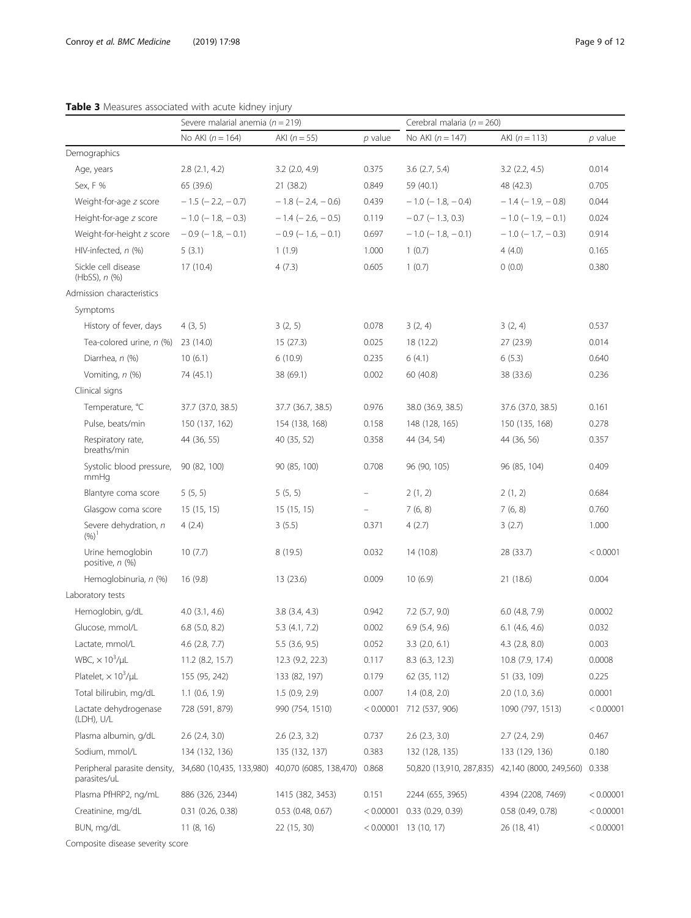**Table 3** Measures associated with acute kidney injury

| | Severe malarial anemia ($n = 219$) | | | Cerebral malaria ($n = 260$) | | |
|---|---|---|---|---|---|---|
| | No AKI ($n = 164$) | AKI ($n = 55$) | *p* value | No AKI ($n = 147$) | AKI ($n = 113$) | *p* value |
| Demographics | | | | | | |
| Age, years | 2.8 (2.1, 4.2) | 3.2 (2.0, 4.9) | 0.375 | 3.6 (2.7, 5.4) | 3.2 (2.2, 4.5) | 0.014 |
| Sex, F % | 65 (39.6) | 21 (38.2) | 0.849 | 59 (40.1) | 48 (42.3) | 0.705 |
| Weight-for-age *z* score | − 1.5 (− 2.2, − 0.7) | − 1.8 (− 2.4, − 0.6) | 0.439 | − 1.0 (− 1.8, − 0.4) | − 1.4 (− 1.9, − 0.8) | 0.044 |
| Height-for-age *z* score | − 1.0 (− 1.8, − 0.3) | − 1.4 (− 2.6, − 0.5) | 0.119 | − 0.7 (− 1.3, 0.3) | − 1.0 (− 1.9, − 0.1) | 0.024 |
| Weight-for-height *z* score | − 0.9 (− 1.8, − 0.1) | − 0.9 (− 1.6, − 0.1) | 0.697 | − 1.0 (− 1.8, − 0.1) | − 1.0 (− 1.7, − 0.3) | 0.914 |
| HIV-infected, *n* (%) | 5 (3.1) | 1 (1.9) | 1.000 | 1 (0.7) | 4 (4.0) | 0.165 |
| Sickle cell disease (HbSS), *n* (%) | 17 (10.4) | 4 (7.3) | 0.605 | 1 (0.7) | 0 (0.0) | 0.380 |
| Admission characteristics | | | | | | |
| Symptoms | | | | | | |
| History of fever, days | 4 (3, 5) | 3 (2, 5) | 0.078 | 3 (2, 4) | 3 (2, 4) | 0.537 |
| Tea-colored urine, *n* (%) | 23 (14.0) | 15 (27.3) | 0.025 | 18 (12.2) | 27 (23.9) | 0.014 |
| Diarrhea, *n* (%) | 10 (6.1) | 6 (10.9) | 0.235 | 6 (4.1) | 6 (5.3) | 0.640 |
| Vomiting, *n* (%) | 74 (45.1) | 38 (69.1) | 0.002 | 60 (40.8) | 38 (33.6) | 0.236 |
| Clinical signs | | | | | | |
| Temperature, °C | 37.7 (37.0, 38.5) | 37.7 (36.7, 38.5) | 0.976 | 38.0 (36.9, 38.5) | 37.6 (37.0, 38.5) | 0.161 |
| Pulse, beats/min | 150 (137, 162) | 154 (138, 168) | 0.158 | 148 (128, 165) | 150 (135, 168) | 0.278 |
| Respiratory rate, breaths/min | 44 (36, 55) | 40 (35, 52) | 0.358 | 44 (34, 54) | 44 (36, 56) | 0.357 |
| Systolic blood pressure, mmHg | 90 (82, 100) | 90 (85, 100) | 0.708 | 96 (90, 105) | 96 (85, 104) | 0.409 |
| Blantyre coma score | 5 (5, 5) | 5 (5, 5) | – | 2 (1, 2) | 2 (1, 2) | 0.684 |
| Glasgow coma score | 15 (15, 15) | 15 (15, 15) | – | 7 (6, 8) | 7 (6, 8) | 0.760 |
| Severe dehydration, *n* (%)[1] | 4 (2.4) | 3 (5.5) | 0.371 | 4 (2.7) | 3 (2.7) | 1.000 |
| Urine hemoglobin positive, *n* (%) | 10 (7.7) | 8 (19.5) | 0.032 | 14 (10.8) | 28 (33.7) | < 0.0001 |
| Hemoglobinuria, *n* (%) | 16 (9.8) | 13 (23.6) | 0.009 | 10 (6.9) | 21 (18.6) | 0.004 |
| Laboratory tests | | | | | | |
| Hemoglobin, g/dL | 4.0 (3.1, 4.6) | 3.8 (3.4, 4.3) | 0.942 | 7.2 (5.7, 9.0) | 6.0 (4.8, 7.9) | 0.0002 |
| Glucose, mmol/L | 6.8 (5.0, 8.2) | 5.3 (4.1, 7.2) | 0.002 | 6.9 (5.4, 9.6) | 6.1 (4.6, 4.6) | 0.032 |
| Lactate, mmol/L | 4.6 (2.8, 7.7) | 5.5 (3.6, 9.5) | 0.052 | 3.3 (2.0, 6.1) | 4.3 (2.8, 8.0) | 0.003 |
| WBC, $\times 10^3$/μL | 11.2 (8.2, 15.7) | 12.3 (9.2, 22.3) | 0.117 | 8.3 (6.3, 12.3) | 10.8 (7.9, 17.4) | 0.0008 |
| Platelet, $\times 10^3$/μL | 155 (95, 242) | 133 (82, 197) | 0.179 | 62 (35, 112) | 51 (33, 109) | 0.225 |
| Total bilirubin, mg/dL | 1.1 (0.6, 1.9) | 1.5 (0.9, 2.9) | 0.007 | 1.4 (0.8, 2.0) | 2.0 (1.0, 3.6) | 0.0001 |
| Lactate dehydrogenase (LDH), U/L | 728 (591, 879) | 990 (754, 1510) | < 0.00001 | 712 (537, 906) | 1090 (797, 1513) | < 0.00001 |
| Plasma albumin, g/dL | 2.6 (2.4, 3.0) | 2.6 (2.3, 3.2) | 0.737 | 2.6 (2.3, 3.0) | 2.7 (2.4, 2.9) | 0.467 |
| Sodium, mmol/L | 134 (132, 136) | 135 (132, 137) | 0.383 | 132 (128, 135) | 133 (129, 136) | 0.180 |
| Peripheral parasite density, parasites/uL | 34,680 (10,435, 133,980) | 40,070 (6085, 138,470) | 0.868 | 50,820 (13,910, 287,835) | 42,140 (8000, 249,560) | 0.338 |
| Plasma PfHRP2, ng/mL | 886 (326, 2344) | 1415 (382, 3453) | 0.151 | 2244 (655, 3965) | 4394 (2208, 7469) | < 0.00001 |
| Creatinine, mg/dL | 0.31 (0.26, 0.38) | 0.53 (0.48, 0.67) | < 0.00001 | 0.33 (0.29, 0.39) | 0.58 (0.49, 0.78) | < 0.00001 |
| BUN, mg/dL | 11 (8, 16) | 22 (15, 30) | < 0.00001 | 13 (10, 17) | 26 (18, 41) | < 0.00001 |
| Composite disease severity score | | | | | | |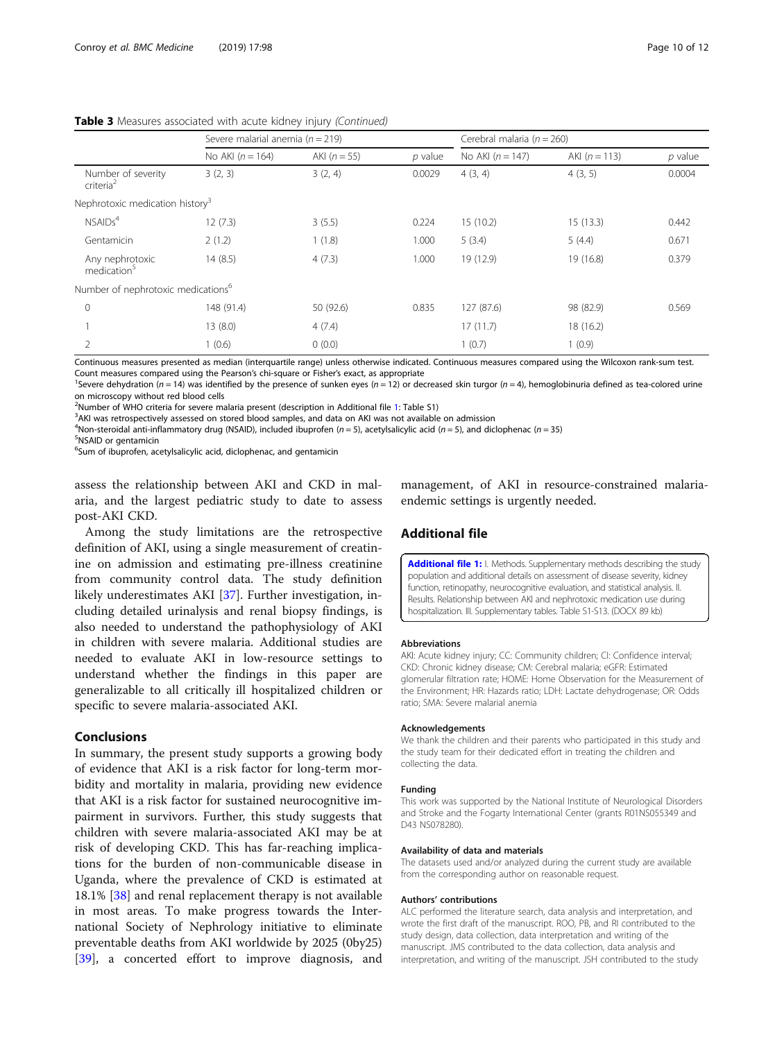**Table 3** Measures associated with acute kidney injury *(Continued)*

| | Severe malarial anemia ($n = 219$) | | | Cerebral malaria ($n = 260$) | | |
|---|---|---|---|---|---|---|
| | No AKI ($n = 164$) | AKI ($n = 55$) | *p* value | No AKI ($n = 147$) | AKI ($n = 113$) | *p* value |
| Number of severity criteria[2] | 3 (2, 3) | 3 (2, 4) | 0.0029 | 4 (3, 4) | 4 (3, 5) | 0.0004 |
| Nephrotoxic medication history[3] | | | | | | |
| NSAIDs[4] | 12 (7.3) | 3 (5.5) | 0.224 | 15 (10.2) | 15 (13.3) | 0.442 |
| Gentamicin | 2 (1.2) | 1 (1.8) | 1.000 | 5 (3.4) | 5 (4.4) | 0.671 |
| Any nephrotoxic medication[5] | 14 (8.5) | 4 (7.3) | 1.000 | 19 (12.9) | 19 (16.8) | 0.379 |
| Number of nephrotoxic medications[6] | | | | | | |
| 0 | 148 (91.4) | 50 (92.6) | 0.835 | 127 (87.6) | 98 (82.9) | 0.569 |
| 1 | 13 (8.0) | 4 (7.4) | | 17 (11.7) | 18 (16.2) | |
| 2 | 1 (0.6) | 0 (0.0) | | 1 (0.7) | 1 (0.9) | |

Continuous measures presented as median (interquartile range) unless otherwise indicated. Continuous measures compared using the Wilcoxon rank-sum test. Count measures compared using the Pearson's chi-square or Fisher's exact, as appropriate

[1]Severe dehydration ($n = 14$) was identified by the presence of sunken eyes ($n = 12$) or decreased skin turgor ($n = 4$), hemoglobinuria defined as tea-colored urine on microscopy without red blood cells

[2]Number of WHO criteria for severe malaria present (description in Additional file 1: Table S1)

[3]AKI was retrospectively assessed on stored blood samples, and data on AKI was not available on admission

[4]Non-steroidal anti-inflammatory drug (NSAID), included ibuprofen ($n = 5$), acetylsalicylic acid ($n = 5$), and diclophenac ($n = 35$)

[5]NSAID or gentamicin

[6]Sum of ibuprofen, acetylsalicylic acid, diclophenac, and gentamicin

assess the relationship between AKI and CKD in malaria, and the largest pediatric study to date to assess post-AKI CKD.

Among the study limitations are the retrospective definition of AKI, using a single measurement of creatinine on admission and estimating pre-illness creatinine from community control data. The study definition likely underestimates AKI [37]. Further investigation, including detailed urinalysis and renal biopsy findings, is also needed to understand the pathophysiology of AKI in children with severe malaria. Additional studies are needed to evaluate AKI in low-resource settings to understand whether the findings in this paper are generalizable to all critically ill hospitalized children or specific to severe malaria-associated AKI.

## Conclusions

In summary, the present study supports a growing body of evidence that AKI is a risk factor for long-term morbidity and mortality in malaria, providing new evidence that AKI is a risk factor for sustained neurocognitive impairment in survivors. Further, this study suggests that children with severe malaria-associated AKI may be at risk of developing CKD. This has far-reaching implications for the burden of non-communicable disease in Uganda, where the prevalence of CKD is estimated at 18.1% [38] and renal replacement therapy is not available in most areas. To make progress towards the International Society of Nephrology initiative to eliminate preventable deaths from AKI worldwide by 2025 (0by25) [39], a concerted effort to improve diagnosis, and management, of AKI in resource-constrained malaria-endemic settings is urgently needed.

## Additional file

**Additional file 1:** I. Methods. Supplementary methods describing the study population and additional details on assessment of disease severity, kidney function, retinopathy, neurocognitive evaluation, and statistical analysis. II. Results. Relationship between AKI and nephrotoxic medication use during hospitalization. III. Supplementary tables. Table S1-S13. (DOCX 89 kb)

#### Abbreviations

AKI: Acute kidney injury; CC: Community children; CI: Confidence interval; CKD: Chronic kidney disease; CM: Cerebral malaria; eGFR: Estimated glomerular filtration rate; HOME: Home Observation for the Measurement of the Environment; HR: Hazards ratio; LDH: Lactate dehydrogenase; OR: Odds ratio; SMA: Severe malarial anemia

#### Acknowledgements

We thank the children and their parents who participated in this study and the study team for their dedicated effort in treating the children and collecting the data.

#### Funding

This work was supported by the National Institute of Neurological Disorders and Stroke and the Fogarty International Center (grants R01NS055349 and D43 NS078280).

#### Availability of data and materials

The datasets used and/or analyzed during the current study are available from the corresponding author on reasonable request.

#### Authors' contributions

ALC performed the literature search, data analysis and interpretation, and wrote the first draft of the manuscript. ROO, PB, and RI contributed to the study design, data collection, data interpretation and writing of the manuscript. JMS contributed to the data collection, data analysis and interpretation, and writing of the manuscript. JSH contributed to the study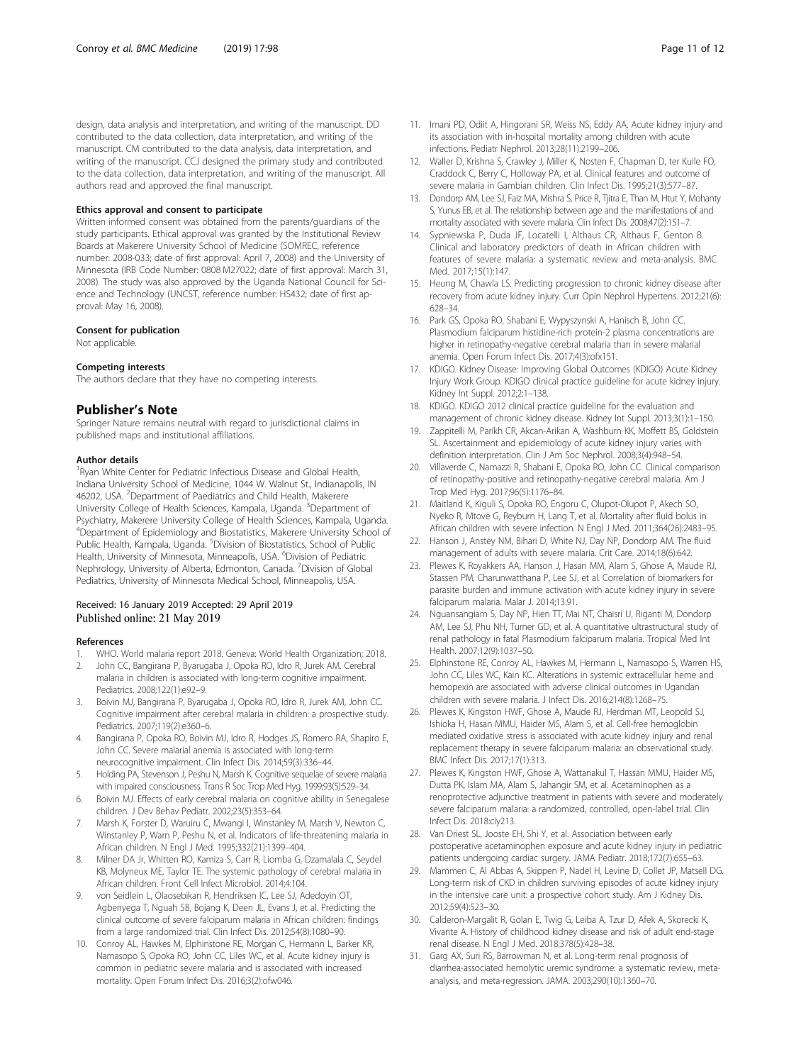design, data analysis and interpretation, and writing of the manuscript. DD contributed to the data collection, data interpretation, and writing of the manuscript. CM contributed to the data analysis, data interpretation, and writing of the manuscript. CCJ designed the primary study and contributed to the data collection, data interpretation, and writing of the manuscript. All authors read and approved the final manuscript.

#### Ethics approval and consent to participate

Written informed consent was obtained from the parents/guardians of the study participants. Ethical approval was granted by the Institutional Review Boards at Makerere University School of Medicine (SOMREC, reference number: 2008-033; date of first approval: April 7, 2008) and the University of Minnesota (IRB Code Number: 0808 M27022; date of first approval: March 31, 2008). The study was also approved by the Uganda National Council for Science and Technology (UNCST, reference number: HS432; date of first approval: May 16, 2008).

#### Consent for publication

Not applicable.

#### Competing interests

The authors declare that they have no competing interests.

## Publisher's Note

Springer Nature remains neutral with regard to jurisdictional claims in published maps and institutional affiliations.

#### Author details

[1]Ryan White Center for Pediatric Infectious Disease and Global Health, Indiana University School of Medicine, 1044 W. Walnut St., Indianapolis, IN 46202, USA. [2]Department of Paediatrics and Child Health, Makerere University College of Health Sciences, Kampala, Uganda. [3]Department of Psychiatry, Makerere University College of Health Sciences, Kampala, Uganda. [4]Department of Epidemiology and Biostatistics, Makerere University School of Public Health, Kampala, Uganda. [5]Division of Biostatistics, School of Public Health, University of Minnesota, Minneapolis, USA. [6]Division of Pediatric Nephrology, University of Alberta, Edmonton, Canada. [7]Division of Global Pediatrics, University of Minnesota Medical School, Minneapolis, USA.

Received: 16 January 2019 Accepted: 29 April 2019
Published online: 21 May 2019

#### References

1. WHO. World malaria report 2018. Geneva: World Health Organization; 2018.
2. John CC, Bangirana P, Byarugaba J, Opoka RO, Idro R, Jurek AM. Cerebral malaria in children is associated with long-term cognitive impairment. Pediatrics. 2008;122(1):e92–9.
3. Boivin MJ, Bangirana P, Byarugaba J, Opoka RO, Idro R, Jurek AM, John CC. Cognitive impairment after cerebral malaria in children: a prospective study. Pediatrics. 2007;119(2):e360–6.
4. Bangirana P, Opoka RO, Boivin MJ, Idro R, Hodges JS, Romero RA, Shapiro E, John CC. Severe malarial anemia is associated with long-term neurocognitive impairment. Clin Infect Dis. 2014;59(3):336–44.
5. Holding PA, Stevenson J, Peshu N, Marsh K. Cognitive sequelae of severe malaria with impaired consciousness. Trans R Soc Trop Med Hyg. 1999;93(5):529–34.
6. Boivin MJ. Effects of early cerebral malaria on cognitive ability in Senegalese children. J Dev Behav Pediatr. 2002;23(5):353–64.
7. Marsh K, Forster D, Waruiru C, Mwangi I, Winstanley M, Marsh V, Newton C, Winstanley P, Warn P, Peshu N, et al. Indicators of life-threatening malaria in African children. N Engl J Med. 1995;332(21):1399–404.
8. Milner DA Jr, Whitten RO, Kamiza S, Carr R, Liomba G, Dzamalala C, Seydel KB, Molyneux ME, Taylor TE. The systemic pathology of cerebral malaria in African children. Front Cell Infect Microbiol. 2014;4:104.
9. von Seidlein L, Olaosebikan R, Hendriksen IC, Lee SJ, Adedoyin OT, Agbenyega T, Nguah SB, Bojang K, Deen JL, Evans J, et al. Predicting the clinical outcome of severe falciparum malaria in African children: findings from a large randomized trial. Clin Infect Dis. 2012;54(8):1080–90.
10. Conroy AL, Hawkes M, Elphinstone RE, Morgan C, Hermann L, Barker KR, Namasopo S, Opoka RO, John CC, Liles WC, et al. Acute kidney injury is common in pediatric severe malaria and is associated with increased mortality. Open Forum Infect Dis. 2016;3(2):ofw046.
11. Imani PD, Odiit A, Hingorani SR, Weiss NS, Eddy AA. Acute kidney injury and its association with in-hospital mortality among children with acute infections. Pediatr Nephrol. 2013;28(11):2199–206.
12. Waller D, Krishna S, Crawley J, Miller K, Nosten F, Chapman D, ter Kuile FO, Craddock C, Berry C, Holloway PA, et al. Clinical features and outcome of severe malaria in Gambian children. Clin Infect Dis. 1995;21(3):577–87.
13. Dondorp AM, Lee SJ, Faiz MA, Mishra S, Price R, Tjitra E, Than M, Htut Y, Mohanty S, Yunus EB, et al. The relationship between age and the manifestations of and mortality associated with severe malaria. Clin Infect Dis. 2008;47(2):151–7.
14. Sypniewska P, Duda JF, Locatelli I, Althaus CR, Althaus F, Genton B. Clinical and laboratory predictors of death in African children with features of severe malaria: a systematic review and meta-analysis. BMC Med. 2017;15(1):147.
15. Heung M, Chawla LS. Predicting progression to chronic kidney disease after recovery from acute kidney injury. Curr Opin Nephrol Hypertens. 2012;21(6):628–34.
16. Park GS, Opoka RO, Shabani E, Wypyszynski A, Hanisch B, John CC. Plasmodium falciparum histidine-rich protein-2 plasma concentrations are higher in retinopathy-negative cerebral malaria than in severe malarial anemia. Open Forum Infect Dis. 2017;4(3):ofx151.
17. KDIGO. Kidney Disease: Improving Global Outcomes (KDIGO) Acute Kidney Injury Work Group. KDIGO clinical practice guideline for acute kidney injury. Kidney Int Suppl. 2012;2:1–138.
18. KDIGO. KDIGO 2012 clinical practice guideline for the evaluation and management of chronic kidney disease. Kidney Int Suppl. 2013;3(1):1–150.
19. Zappitelli M, Parikh CR, Akcan-Arikan A, Washburn KK, Moffett BS, Goldstein SL. Ascertainment and epidemiology of acute kidney injury varies with definition interpretation. Clin J Am Soc Nephrol. 2008;3(4):948–54.
20. Villaverde C, Namazzi R, Shabani E, Opoka RO, John CC. Clinical comparison of retinopathy-positive and retinopathy-negative cerebral malaria. Am J Trop Med Hyg. 2017;96(5):1176–84.
21. Maitland K, Kiguli S, Opoka RO, Engoru C, Olupot-Olupot P, Akech SO, Nyeko R, Mtove G, Reyburn H, Lang T, et al. Mortality after fluid bolus in African children with severe infection. N Engl J Med. 2011;364(26):2483–95.
22. Hanson J, Anstey NM, Bihari D, White NJ, Day NP, Dondorp AM. The fluid management of adults with severe malaria. Crit Care. 2014;18(6):642.
23. Plewes K, Royakkers AA, Hanson J, Hasan MM, Alam S, Ghose A, Maude RJ, Stassen PM, Charunwatthana P, Lee SJ, et al. Correlation of biomarkers for parasite burden and immune activation with acute kidney injury in severe falciparum malaria. Malar J. 2014;13:91.
24. Nguansangiam S, Day NP, Hien TT, Mai NT, Chaisri U, Riganti M, Dondorp AM, Lee SJ, Phu NH, Turner GD, et al. A quantitative ultrastructural study of renal pathology in fatal Plasmodium falciparum malaria. Tropical Med Int Health. 2007;12(9):1037–50.
25. Elphinstone RE, Conroy AL, Hawkes M, Hermann L, Namasopo S, Warren HS, John CC, Liles WC, Kain KC. Alterations in systemic extracellular heme and hemopexin are associated with adverse clinical outcomes in Ugandan children with severe malaria. J Infect Dis. 2016;214(8):1268–75.
26. Plewes K, Kingston HWF, Ghose A, Maude RJ, Herdman MT, Leopold SJ, Ishioka H, Hasan MMU, Haider MS, Alam S, et al. Cell-free hemoglobin mediated oxidative stress is associated with acute kidney injury and renal replacement therapy in severe falciparum malaria: an observational study. BMC Infect Dis. 2017;17(1):313.
27. Plewes K, Kingston HWF, Ghose A, Wattanakul T, Hassan MMU, Haider MS, Dutta PK, Islam MA, Alam S, Jahangir SM, et al. Acetaminophen as a renoprotective adjunctive treatment in patients with severe and moderately severe falciparum malaria: a randomized, controlled, open-label trial. Clin Infect Dis. 2018:ciy213.
28. Van Driest SL, Jooste EH, Shi Y, et al. Association between early postoperative acetaminophen exposure and acute kidney injury in pediatric patients undergoing cardiac surgery. JAMA Pediatr. 2018;172(7):655–63.
29. Mammen C, Al Abbas A, Skippen P, Nadel H, Levine D, Collet JP, Matsell DG. Long-term risk of CKD in children surviving episodes of acute kidney injury in the intensive care unit: a prospective cohort study. Am J Kidney Dis. 2012;59(4):523–30.
30. Calderon-Margalit R, Golan E, Twig G, Leiba A, Tzur D, Afek A, Skorecki K, Vivante A. History of childhood kidney disease and risk of adult end-stage renal disease. N Engl J Med. 2018;378(5):428–38.
31. Garg AX, Suri RS, Barrowman N, et al. Long-term renal prognosis of diarrhea-associated hemolytic uremic syndrome: a systematic review, meta-analysis, and meta-regression. JAMA. 2003;290(10):1360–70.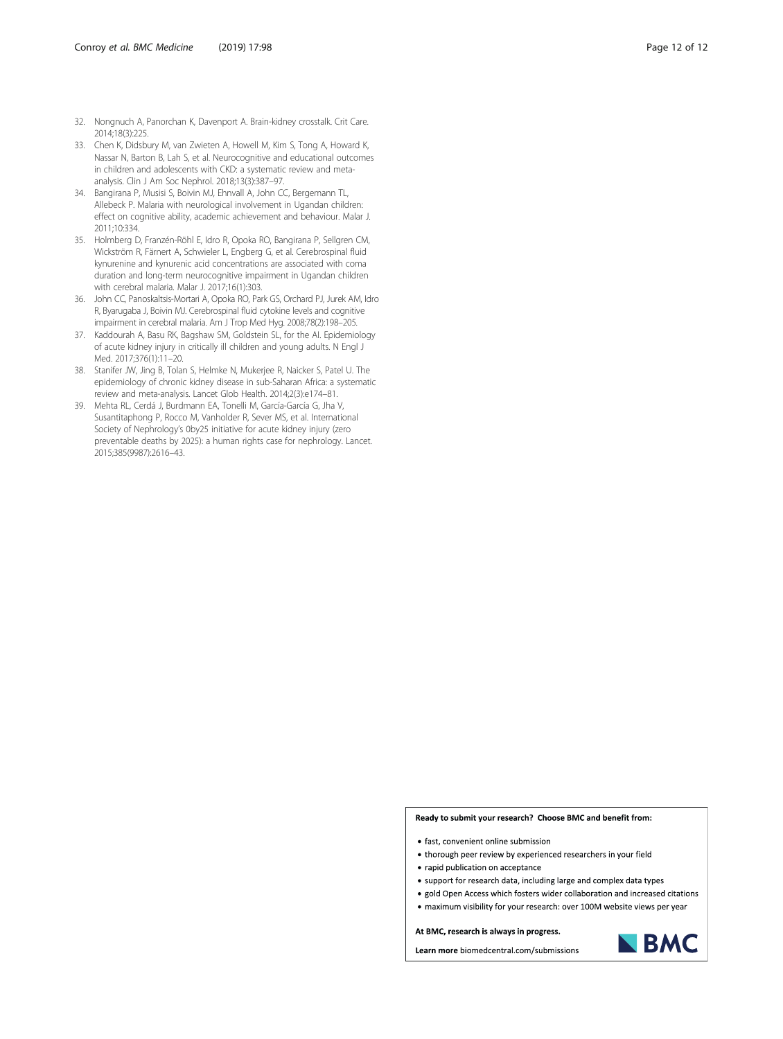32. Nongnuch A, Panorchan K, Davenport A. Brain-kidney crosstalk. Crit Care. 2014;18(3):225.
33. Chen K, Didsbury M, van Zwieten A, Howell M, Kim S, Tong A, Howard K, Nassar N, Barton B, Lah S, et al. Neurocognitive and educational outcomes in children and adolescents with CKD: a systematic review and meta-analysis. Clin J Am Soc Nephrol. 2018;13(3):387–97.
34. Bangirana P, Musisi S, Boivin MJ, Ehnvall A, John CC, Bergemann TL, Allebeck P. Malaria with neurological involvement in Ugandan children: effect on cognitive ability, academic achievement and behaviour. Malar J. 2011;10:334.
35. Holmberg D, Franzén-Röhl E, Idro R, Opoka RO, Bangirana P, Sellgren CM, Wickström R, Färnert A, Schwieler L, Engberg G, et al. Cerebrospinal fluid kynurenine and kynurenic acid concentrations are associated with coma duration and long-term neurocognitive impairment in Ugandan children with cerebral malaria. Malar J. 2017;16(1):303.
36. John CC, Panoskaltsis-Mortari A, Opoka RO, Park GS, Orchard PJ, Jurek AM, Idro R, Byarugaba J, Boivin MJ. Cerebrospinal fluid cytokine levels and cognitive impairment in cerebral malaria. Am J Trop Med Hyg. 2008;78(2):198–205.
37. Kaddourah A, Basu RK, Bagshaw SM, Goldstein SL, for the AI. Epidemiology of acute kidney injury in critically ill children and young adults. N Engl J Med. 2017;376(1):11–20.
38. Stanifer JW, Jing B, Tolan S, Helmke N, Mukerjee R, Naicker S, Patel U. The epidemiology of chronic kidney disease in sub-Saharan Africa: a systematic review and meta-analysis. Lancet Glob Health. 2014;2(3):e174–81.
39. Mehta RL, Cerdá J, Burdmann EA, Tonelli M, García-García G, Jha V, Susantitaphong P, Rocco M, Vanholder R, Sever MS, et al. International Society of Nephrology's 0by25 initiative for acute kidney injury (zero preventable deaths by 2025): a human rights case for nephrology. Lancet. 2015;385(9987):2616–43.

**Ready to submit your research? Choose BMC and benefit from:**

- fast, convenient online submission
- thorough peer review by experienced researchers in your field
- rapid publication on acceptance
- support for research data, including large and complex data types
- gold Open Access which fosters wider collaboration and increased citations
- maximum visibility for your research: over 100M website views per year

**At BMC, research is always in progress.**

**Learn more** biomedcentral.com/submissions

BMC